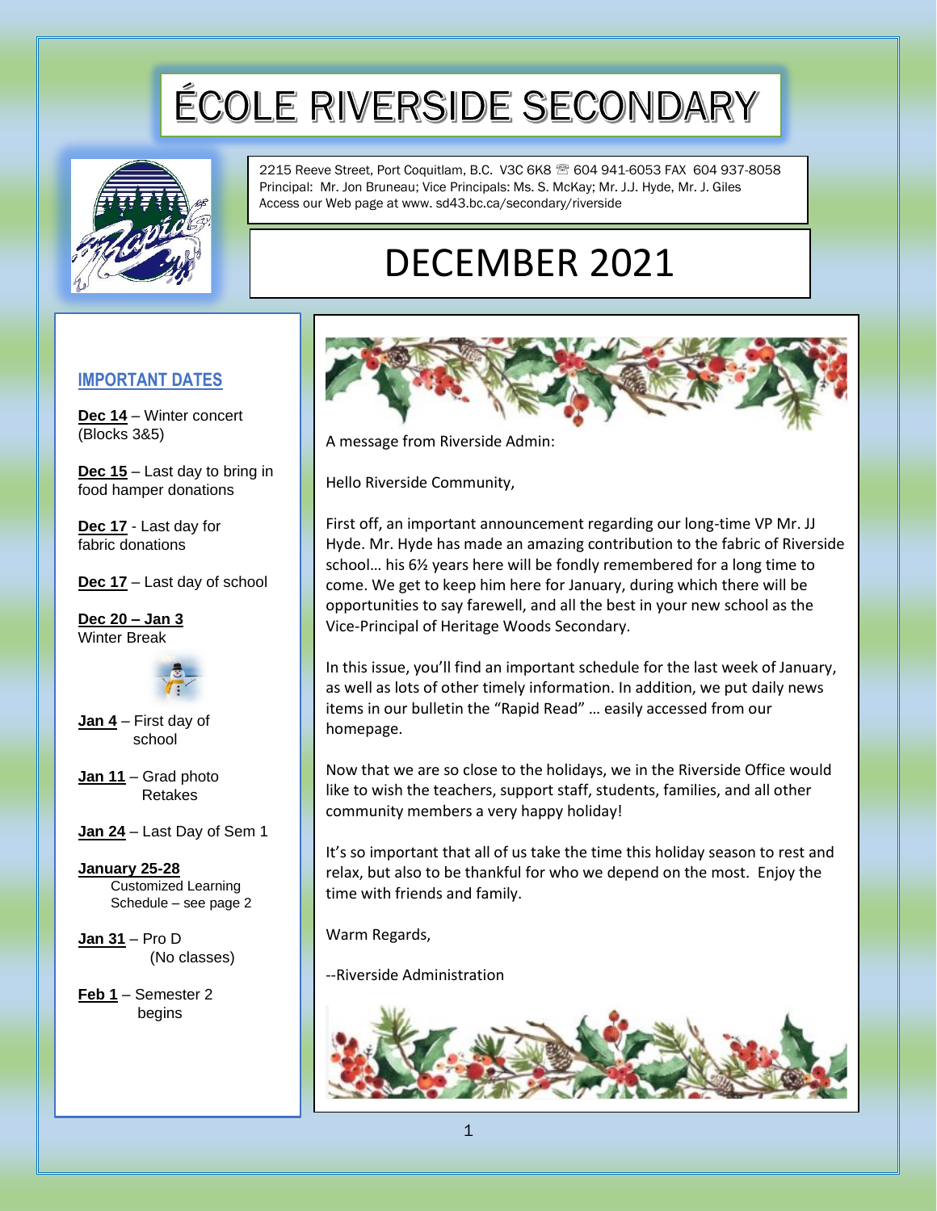# ÉCOLE RIVERSIDE SECONDARY

2215 Reeve Street, Port Coquitlam, B.C. V3C 6K8 ☎ 604 941-6053 FAX 604 937-8058
Principal: Mr. Jon Bruneau; Vice Principals: Ms. S. McKay; Mr. J.J. Hyde, Mr. J. Giles
Access our Web page at www. sd43.bc.ca/secondary/riverside

# DECEMBER 2021

## IMPORTANT DATES

**Dec 14** – Winter concert (Blocks 3&5)

**Dec 15** – Last day to bring in food hamper donations

**Dec 17** - Last day for fabric donations

**Dec 17** – Last day of school

**Dec 20 – Jan 3**
Winter Break

**Jan 4** – First day of school

**Jan 11** – Grad photo Retakes

**Jan 24** – Last Day of Sem 1

**January 25-28**
Customized Learning Schedule – see page 2

**Jan 31** – Pro D (No classes)

**Feb 1** – Semester 2 begins

---

A message from Riverside Admin:

Hello Riverside Community,

First off, an important announcement regarding our long-time VP Mr. JJ Hyde. Mr. Hyde has made an amazing contribution to the fabric of Riverside school… his 6½ years here will be fondly remembered for a long time to come. We get to keep him here for January, during which there will be opportunities to say farewell, and all the best in your new school as the Vice-Principal of Heritage Woods Secondary.

In this issue, you'll find an important schedule for the last week of January, as well as lots of other timely information. In addition, we put daily news items in our bulletin the "Rapid Read" … easily accessed from our homepage.

Now that we are so close to the holidays, we in the Riverside Office would like to wish the teachers, support staff, students, families, and all other community members a very happy holiday!

It's so important that all of us take the time this holiday season to rest and relax, but also to be thankful for who we depend on the most. Enjoy the time with friends and family.

Warm Regards,

--Riverside Administration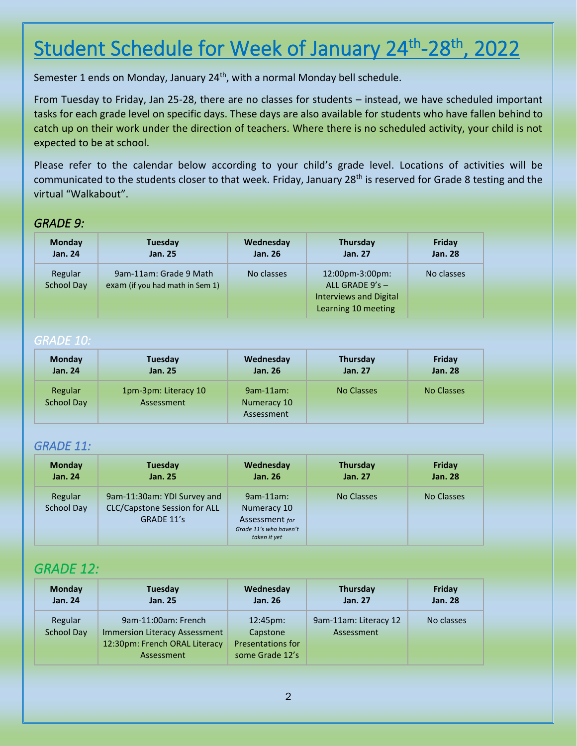# Student Schedule for Week of January 24th-28th, 2022

Semester 1 ends on Monday, January 24th, with a normal Monday bell schedule.

From Tuesday to Friday, Jan 25-28, there are no classes for students – instead, we have scheduled important tasks for each grade level on specific days. These days are also available for students who have fallen behind to catch up on their work under the direction of teachers. Where there is no scheduled activity, your child is not expected to be at school.

Please refer to the calendar below according to your child's grade level. Locations of activities will be communicated to the students closer to that week. Friday, January 28th is reserved for Grade 8 testing and the virtual "Walkabout".

### *GRADE 9:*

| Monday Jan. 24 | Tuesday Jan. 25 | Wednesday Jan. 26 | Thursday Jan. 27 | Friday Jan. 28 |
|---|---|---|---|---|
| Regular School Day | 9am-11am: Grade 9 Math exam (if you had math in Sem 1) | No classes | 12:00pm-3:00pm: ALL GRADE 9's – Interviews and Digital Learning 10 meeting | No classes |

### *GRADE 10:*

| Monday Jan. 24 | Tuesday Jan. 25 | Wednesday Jan. 26 | Thursday Jan. 27 | Friday Jan. 28 |
|---|---|---|---|---|
| Regular School Day | 1pm-3pm: Literacy 10 Assessment | 9am-11am: Numeracy 10 Assessment | No Classes | No Classes |

### *GRADE 11:*

| Monday Jan. 24 | Tuesday Jan. 25 | Wednesday Jan. 26 | Thursday Jan. 27 | Friday Jan. 28 |
|---|---|---|---|---|
| Regular School Day | 9am-11:30am: YDI Survey and CLC/Capstone Session for ALL GRADE 11's | 9am-11am: Numeracy 10 Assessment *for Grade 11's who haven't taken it yet* | No Classes | No Classes |

### *GRADE 12:*

| Monday Jan. 24 | Tuesday Jan. 25 | Wednesday Jan. 26 | Thursday Jan. 27 | Friday Jan. 28 |
|---|---|---|---|---|
| Regular School Day | 9am-11:00am: French Immersion Literacy Assessment 12:30pm: French ORAL Literacy Assessment | 12:45pm: Capstone Presentations for some Grade 12's | 9am-11am: Literacy 12 Assessment | No classes |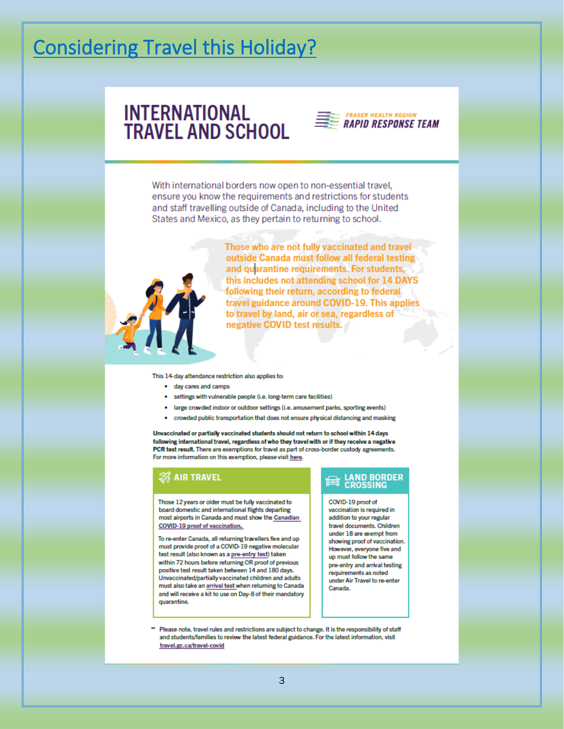# Considering Travel this Holiday?

## INTERNATIONAL TRAVEL AND SCHOOL

FRASER HEALTH REGION
RAPID RESPONSE TEAM

With international borders now open to non-essential travel, ensure you know the requirements and restrictions for students and staff travelling outside of Canada, including to the United States and Mexico, as they pertain to returning to school.

**Those who are not fully vaccinated and travel outside Canada must follow all federal testing and quarantine requirements. For students, this includes not attending school for 14 DAYS following their return, according to federal travel guidance around COVID-19. This applies to travel by land, air or sea, regardless of negative COVID test results.**

This 14-day attendance restriction also applies to:

- day cares and camps
- settings with vulnerable people (i.e. long-term care facilities)
- large crowded indoor or outdoor settings (i.e. amusement parks, sporting events)
- crowded public transportation that does not ensure physical distancing and masking

**Unvaccinated or partially vaccinated students should not return to school within 14 days following international travel, regardless of who they travel with or if they receive a negative PCR test result.** There are exemptions for travel as part of cross-border custody agreements. For more information on this exemption, please visit here.

### AIR TRAVEL

Those 12 years or older must be fully vaccinated to board domestic and international flights departing most airports in Canada and must show the Canadian COVID-19 proof of vaccination.

To re-enter Canada, all returning travellers five and up must provide proof of a COVID-19 negative molecular test result (also known as a pre-entry test) taken within 72 hours before returning OR proof of previous positive test result taken between 14 and 180 days. Unvaccinated/partially vaccinated children and adults must also take an arrival test when returning to Canada and will receive a kit to use on Day-8 of their mandatory quarantine.

### LAND BORDER CROSSING

COVID-19 proof of vaccination is required in addition to your regular travel documents. Children under 18 are exempt from showing proof of vaccination. However, everyone five and up must follow the same pre-entry and arrival testing requirements as noted under Air Travel to re-enter Canada.

** Please note, travel rules and restrictions are subject to change. It is the responsibility of staff and students/families to review the latest federal guidance. For the latest information, visit travel.gc.ca/travel-covid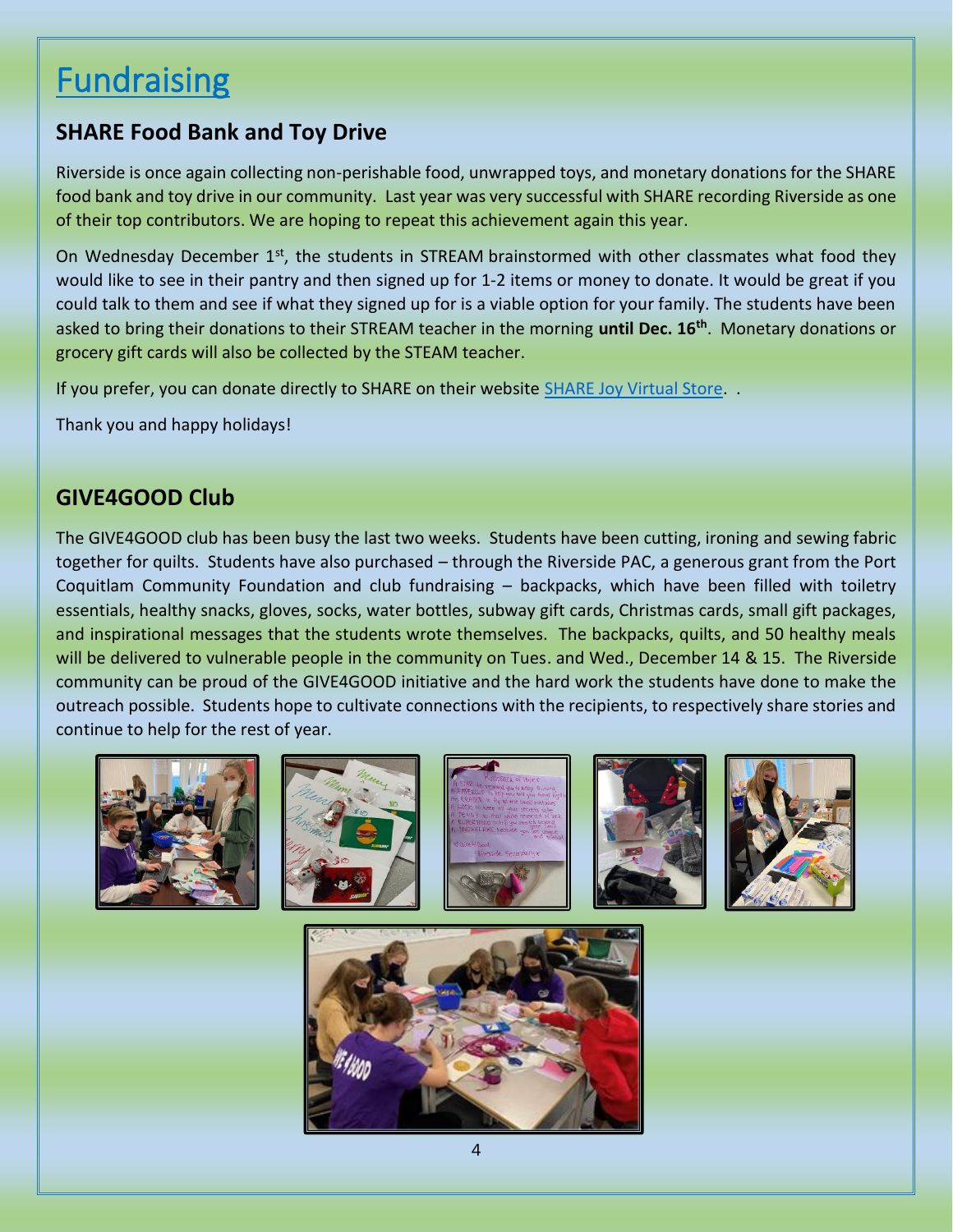# Fundraising

## SHARE Food Bank and Toy Drive

Riverside is once again collecting non-perishable food, unwrapped toys, and monetary donations for the SHARE food bank and toy drive in our community. Last year was very successful with SHARE recording Riverside as one of their top contributors. We are hoping to repeat this achievement again this year.

On Wednesday December 1st, the students in STREAM brainstormed with other classmates what food they would like to see in their pantry and then signed up for 1-2 items or money to donate. It would be great if you could talk to them and see if what they signed up for is a viable option for your family. The students have been asked to bring their donations to their STREAM teacher in the morning **until Dec. 16th**. Monetary donations or grocery gift cards will also be collected by the STEAM teacher.

If you prefer, you can donate directly to SHARE on their website SHARE Joy Virtual Store. .

Thank you and happy holidays!

## GIVE4GOOD Club

The GIVE4GOOD club has been busy the last two weeks. Students have been cutting, ironing and sewing fabric together for quilts. Students have also purchased – through the Riverside PAC, a generous grant from the Port Coquitlam Community Foundation and club fundraising – backpacks, which have been filled with toiletry essentials, healthy snacks, gloves, socks, water bottles, subway gift cards, Christmas cards, small gift packages, and inspirational messages that the students wrote themselves. The backpacks, quilts, and 50 healthy meals will be delivered to vulnerable people in the community on Tues. and Wed., December 14 & 15. The Riverside community can be proud of the GIVE4GOOD initiative and the hard work the students have done to make the outreach possible. Students hope to cultivate connections with the recipients, to respectively share stories and continue to help for the rest of year.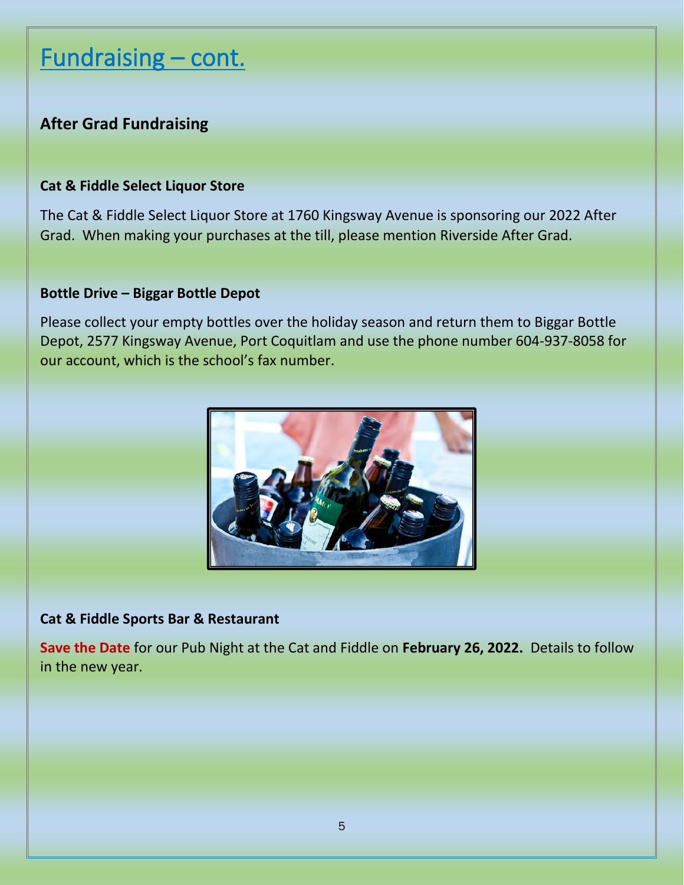# Fundraising – cont.

## After Grad Fundraising

### Cat & Fiddle Select Liquor Store

The Cat & Fiddle Select Liquor Store at 1760 Kingsway Avenue is sponsoring our 2022 After Grad. When making your purchases at the till, please mention Riverside After Grad.

### Bottle Drive – Biggar Bottle Depot

Please collect your empty bottles over the holiday season and return them to Biggar Bottle Depot, 2577 Kingsway Avenue, Port Coquitlam and use the phone number 604-937-8058 for our account, which is the school's fax number.

### Cat & Fiddle Sports Bar & Restaurant

**Save the Date** for our Pub Night at the Cat and Fiddle on **February 26, 2022.** Details to follow in the new year.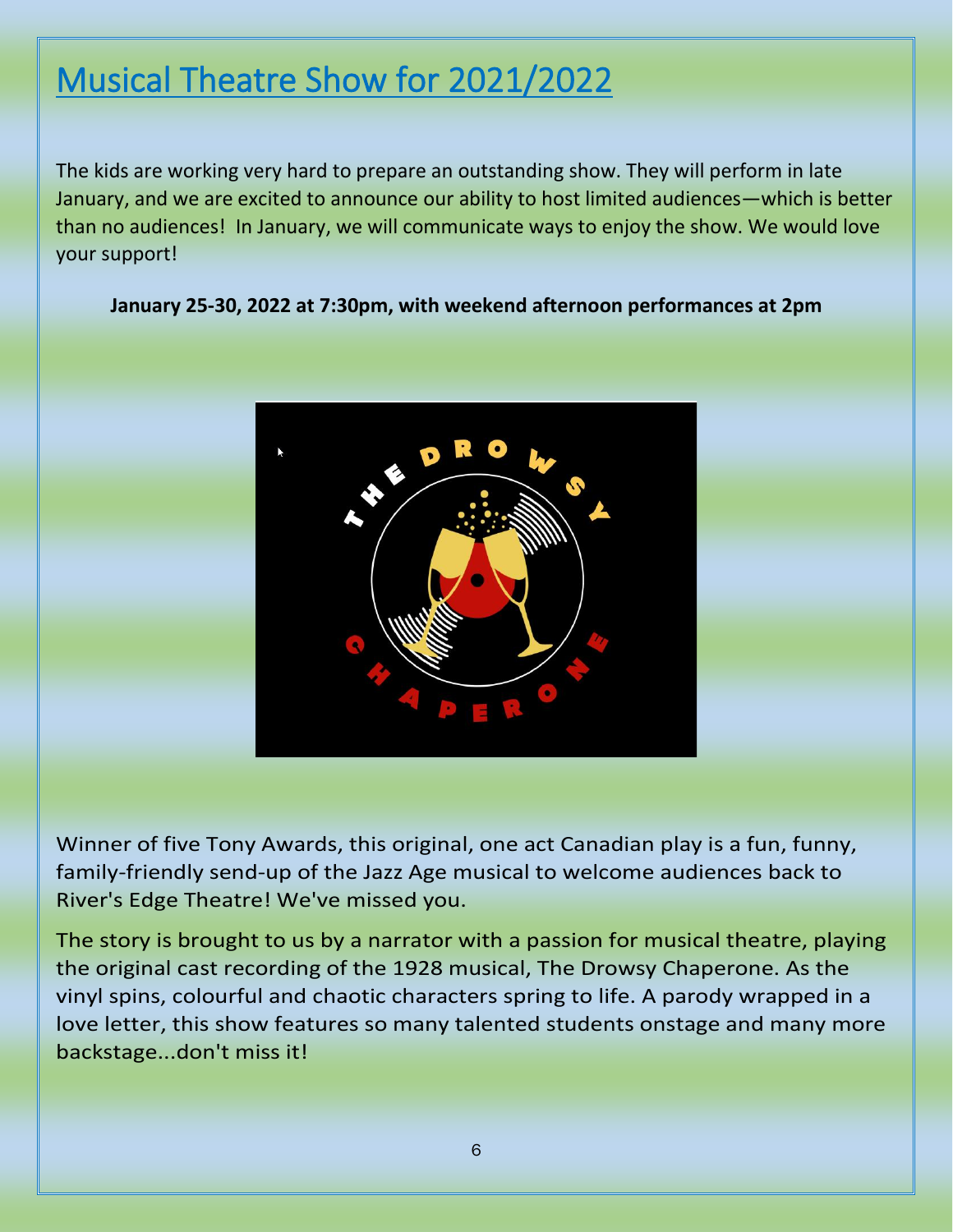# Musical Theatre Show for 2021/2022

The kids are working very hard to prepare an outstanding show. They will perform in late January, and we are excited to announce our ability to host limited audiences—which is better than no audiences! In January, we will communicate ways to enjoy the show. We would love your support!

**January 25-30, 2022 at 7:30pm, with weekend afternoon performances at 2pm**

Winner of five Tony Awards, this original, one act Canadian play is a fun, funny, family-friendly send-up of the Jazz Age musical to welcome audiences back to River's Edge Theatre! We've missed you.

The story is brought to us by a narrator with a passion for musical theatre, playing the original cast recording of the 1928 musical, The Drowsy Chaperone. As the vinyl spins, colourful and chaotic characters spring to life. A parody wrapped in a love letter, this show features so many talented students onstage and many more backstage...don't miss it!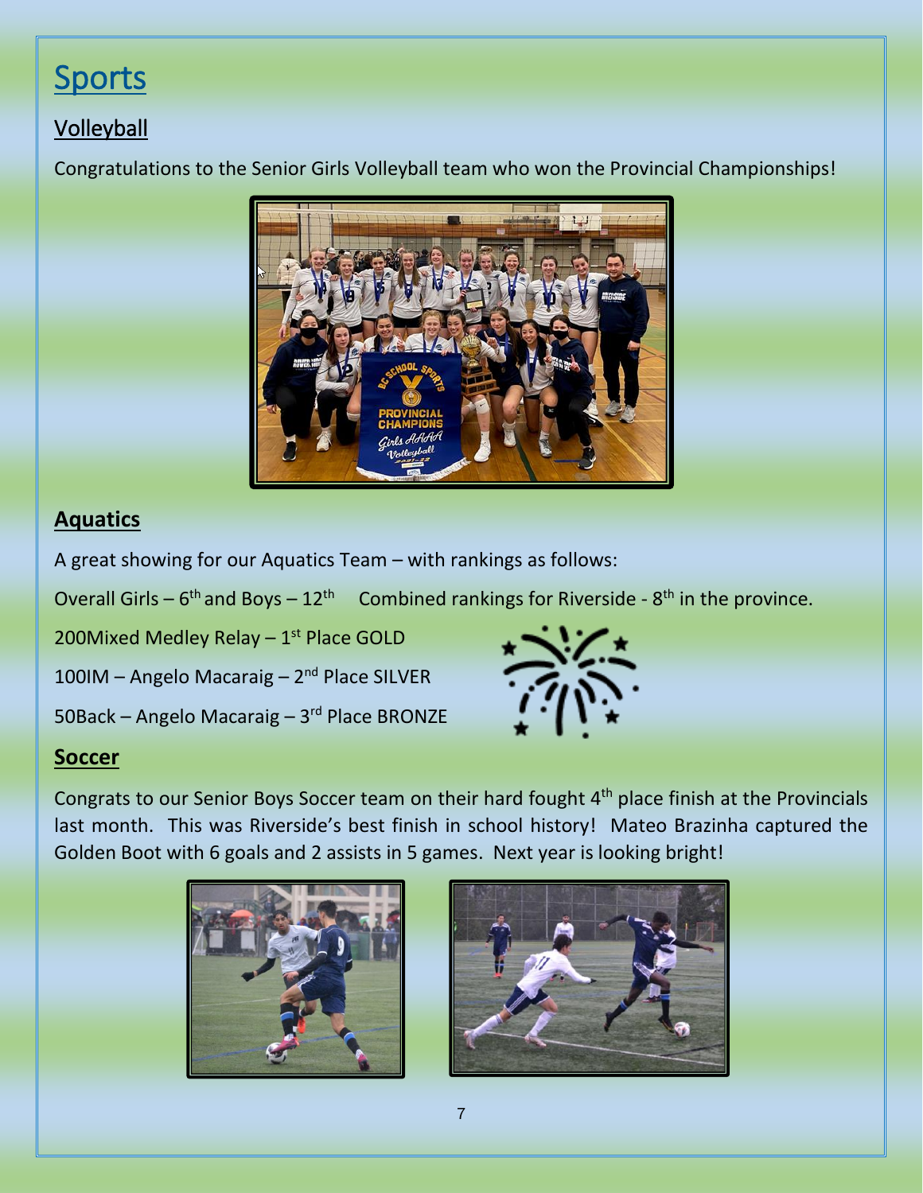# Sports

## Volleyball

Congratulations to the Senior Girls Volleyball team who won the Provincial Championships!

## **Aquatics**

A great showing for our Aquatics Team – with rankings as follows:

Overall Girls – 6th and Boys – 12th   Combined rankings for Riverside - 8th in the province.

200Mixed Medley Relay – 1st Place GOLD

100IM – Angelo Macaraig – 2nd Place SILVER

50Back – Angelo Macaraig – 3rd Place BRONZE

## **Soccer**

Congrats to our Senior Boys Soccer team on their hard fought 4th place finish at the Provincials last month. This was Riverside's best finish in school history! Mateo Brazinha captured the Golden Boot with 6 goals and 2 assists in 5 games. Next year is looking bright!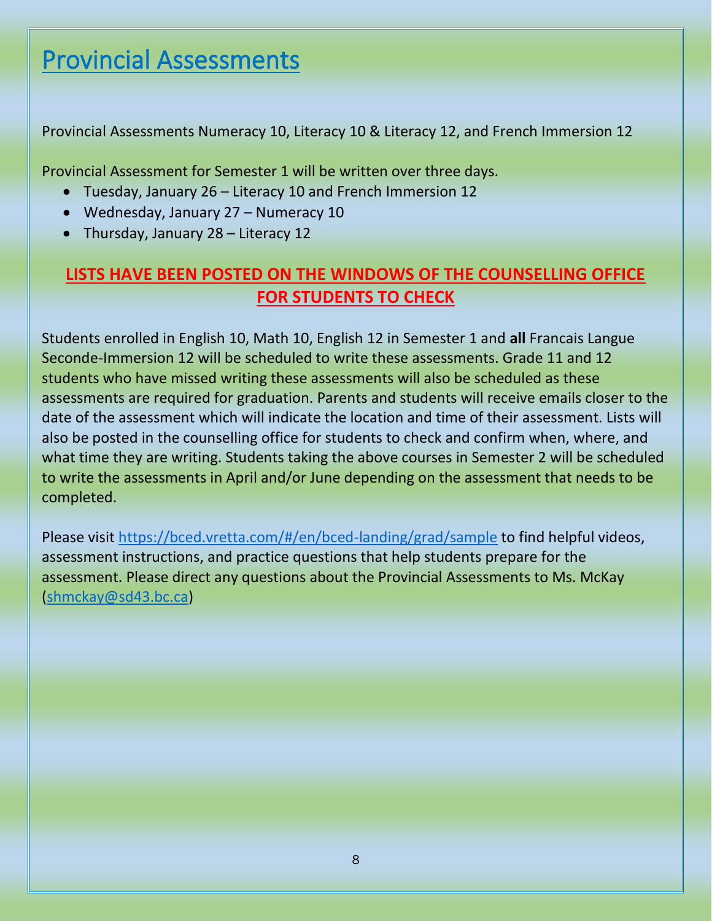# Provincial Assessments

Provincial Assessments Numeracy 10, Literacy 10 & Literacy 12, and French Immersion 12

Provincial Assessment for Semester 1 will be written over three days.

- Tuesday, January 26 – Literacy 10 and French Immersion 12
- Wednesday, January 27 – Numeracy 10
- Thursday, January 28 – Literacy 12

**LISTS HAVE BEEN POSTED ON THE WINDOWS OF THE COUNSELLING OFFICE FOR STUDENTS TO CHECK**

Students enrolled in English 10, Math 10, English 12 in Semester 1 and **all** Francais Langue Seconde-Immersion 12 will be scheduled to write these assessments. Grade 11 and 12 students who have missed writing these assessments will also be scheduled as these assessments are required for graduation. Parents and students will receive emails closer to the date of the assessment which will indicate the location and time of their assessment. Lists will also be posted in the counselling office for students to check and confirm when, where, and what time they are writing. Students taking the above courses in Semester 2 will be scheduled to write the assessments in April and/or June depending on the assessment that needs to be completed.

Please visit https://bced.vretta.com/#/en/bced-landing/grad/sample to find helpful videos, assessment instructions, and practice questions that help students prepare for the assessment. Please direct any questions about the Provincial Assessments to Ms. McKay (shmckay@sd43.bc.ca)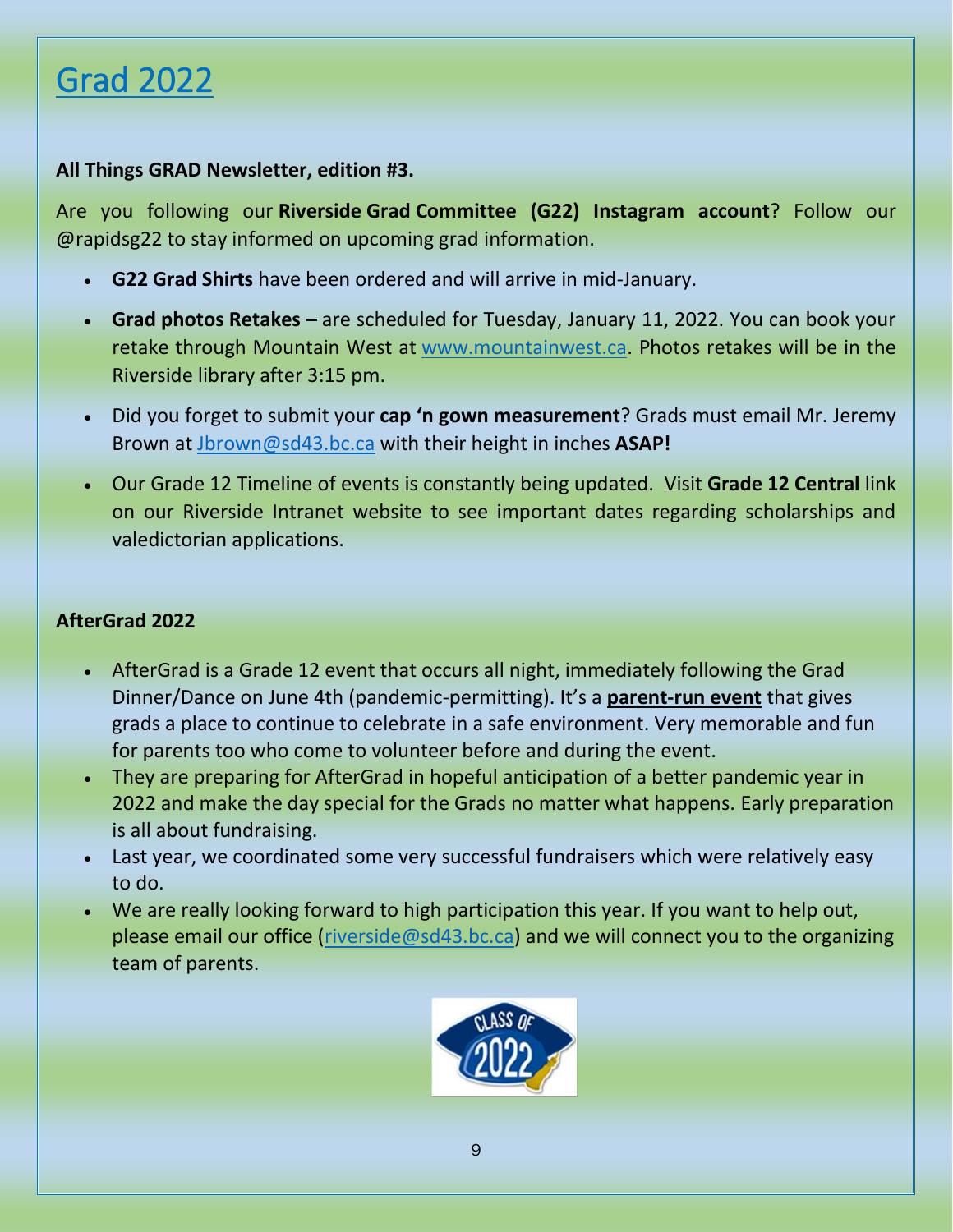# Grad 2022

**All Things GRAD Newsletter, edition #3.**

Are you following our **Riverside Grad Committee (G22) Instagram account**? Follow our @rapidsg22 to stay informed on upcoming grad information.

- **G22 Grad Shirts** have been ordered and will arrive in mid-January.
- **Grad photos Retakes –** are scheduled for Tuesday, January 11, 2022. You can book your retake through Mountain West at www.mountainwest.ca. Photos retakes will be in the Riverside library after 3:15 pm.
- Did you forget to submit your **cap 'n gown measurement**? Grads must email Mr. Jeremy Brown at Jbrown@sd43.bc.ca with their height in inches **ASAP!**
- Our Grade 12 Timeline of events is constantly being updated. Visit **Grade 12 Central** link on our Riverside Intranet website to see important dates regarding scholarships and valedictorian applications.

**AfterGrad 2022**

- AfterGrad is a Grade 12 event that occurs all night, immediately following the Grad Dinner/Dance on June 4th (pandemic-permitting). It's a **parent-run event** that gives grads a place to continue to celebrate in a safe environment. Very memorable and fun for parents too who come to volunteer before and during the event.
- They are preparing for AfterGrad in hopeful anticipation of a better pandemic year in 2022 and make the day special for the Grads no matter what happens. Early preparation is all about fundraising.
- Last year, we coordinated some very successful fundraisers which were relatively easy to do.
- We are really looking forward to high participation this year. If you want to help out, please email our office (riverside@sd43.bc.ca) and we will connect you to the organizing team of parents.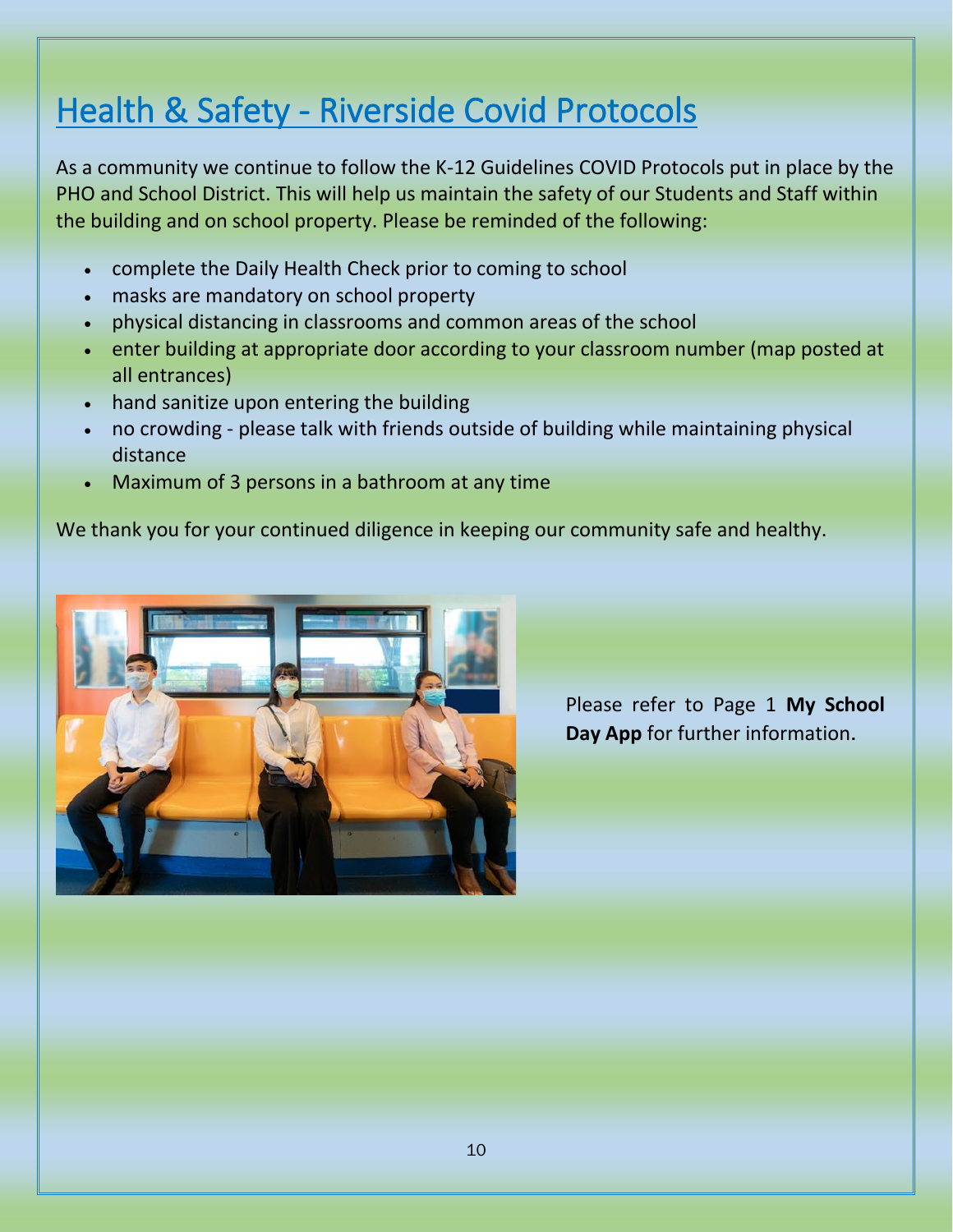# Health & Safety - Riverside Covid Protocols

As a community we continue to follow the K-12 Guidelines COVID Protocols put in place by the PHO and School District. This will help us maintain the safety of our Students and Staff within the building and on school property. Please be reminded of the following:

- complete the Daily Health Check prior to coming to school
- masks are mandatory on school property
- physical distancing in classrooms and common areas of the school
- enter building at appropriate door according to your classroom number (map posted at all entrances)
- hand sanitize upon entering the building
- no crowding - please talk with friends outside of building while maintaining physical distance
- Maximum of 3 persons in a bathroom at any time

We thank you for your continued diligence in keeping our community safe and healthy.

Please refer to Page 1 **My School Day App** for further information.